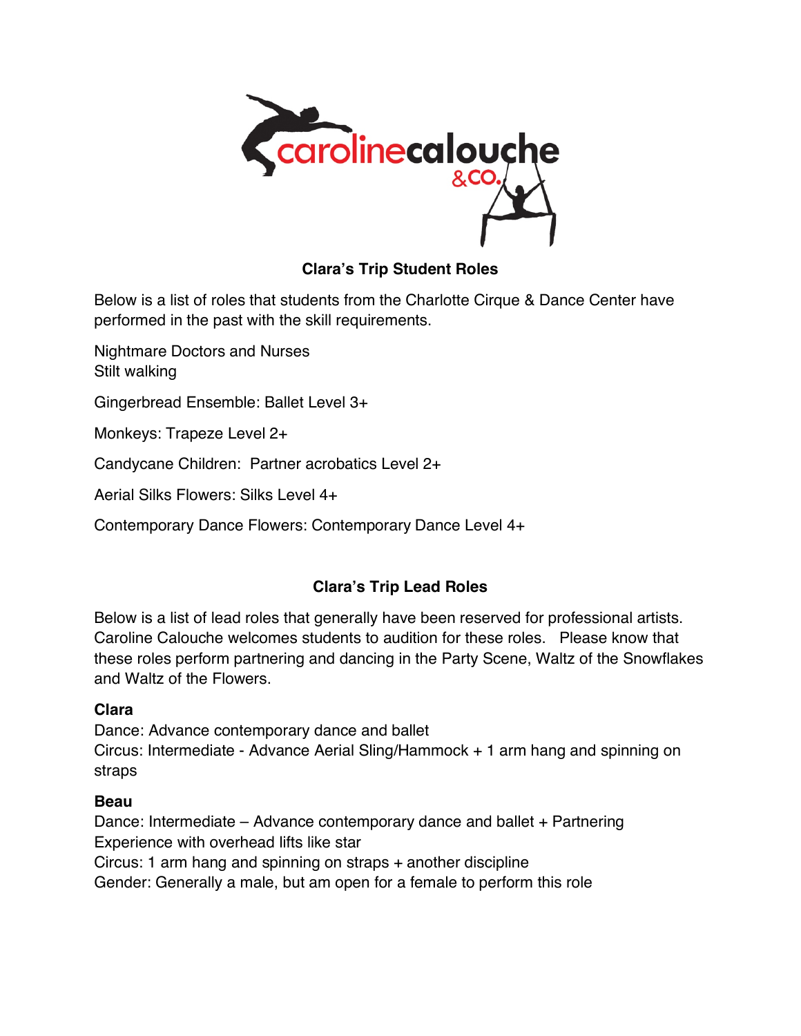## Clara's Trip Student Roles

Below is a list of roles that students from the Charlotte Cirque & Dance Center have performed in the past with the skill requirements.

Nightmare Doctors and Nurses
Stilt walking

Gingerbread Ensemble: Ballet Level 3+

Monkeys: Trapeze Level 2+

Candycane Children: Partner acrobatics Level 2+

Aerial Silks Flowers: Silks Level 4+

Contemporary Dance Flowers: Contemporary Dance Level 4+

## Clara's Trip Lead Roles

Below is a list of lead roles that generally have been reserved for professional artists. Caroline Calouche welcomes students to audition for these roles. Please know that these roles perform partnering and dancing in the Party Scene, Waltz of the Snowflakes and Waltz of the Flowers.

**Clara**
Dance: Advance contemporary dance and ballet
Circus: Intermediate - Advance Aerial Sling/Hammock + 1 arm hang and spinning on straps

**Beau**
Dance: Intermediate – Advance contemporary dance and ballet + Partnering Experience with overhead lifts like star
Circus: 1 arm hang and spinning on straps + another discipline
Gender: Generally a male, but am open for a female to perform this role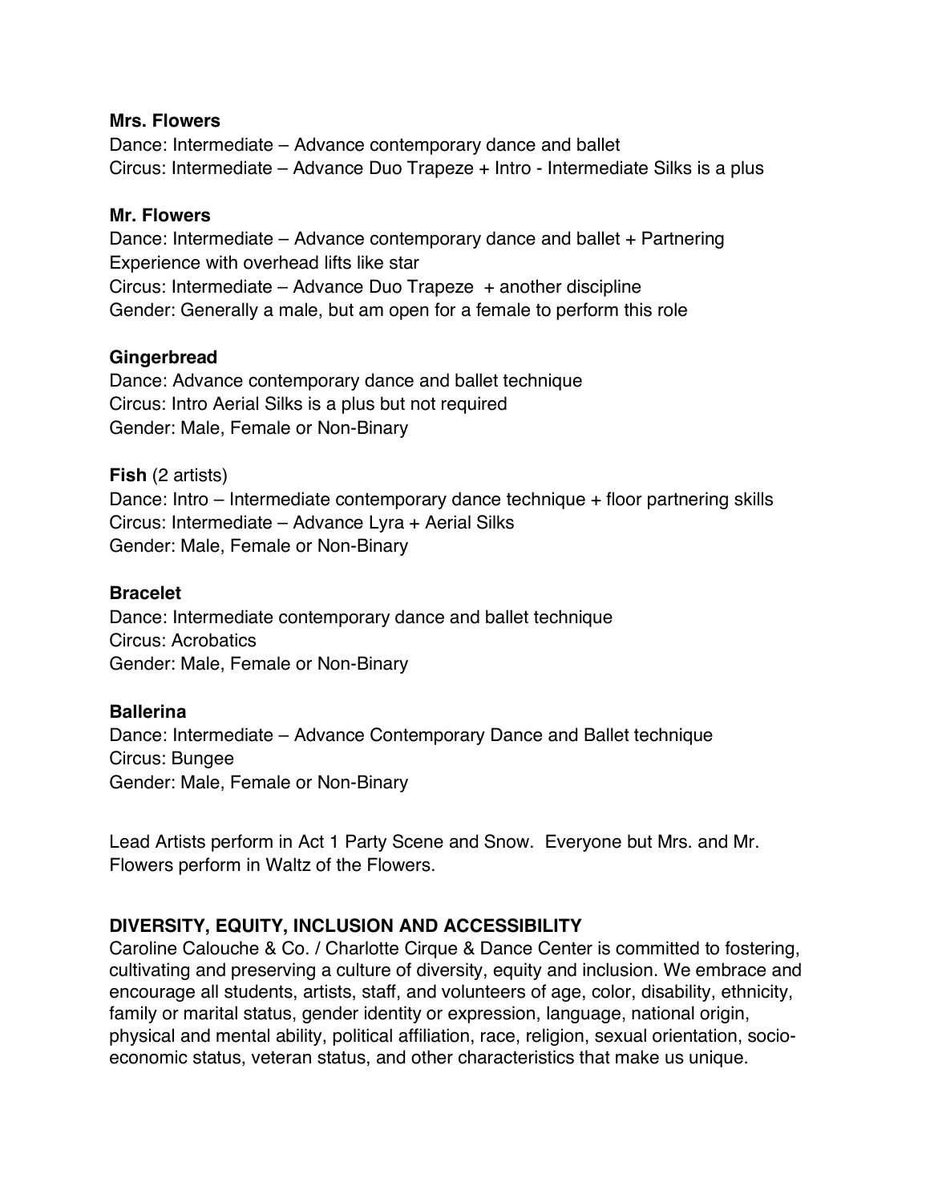**Mrs. Flowers**
Dance: Intermediate – Advance contemporary dance and ballet
Circus: Intermediate – Advance Duo Trapeze + Intro - Intermediate Silks is a plus

**Mr. Flowers**
Dance: Intermediate – Advance contemporary dance and ballet + Partnering Experience with overhead lifts like star
Circus: Intermediate – Advance Duo Trapeze + another discipline
Gender: Generally a male, but am open for a female to perform this role

**Gingerbread**
Dance: Advance contemporary dance and ballet technique
Circus: Intro Aerial Silks is a plus but not required
Gender: Male, Female or Non-Binary

**Fish** (2 artists)
Dance: Intro – Intermediate contemporary dance technique + floor partnering skills
Circus: Intermediate – Advance Lyra + Aerial Silks
Gender: Male, Female or Non-Binary

**Bracelet**
Dance: Intermediate contemporary dance and ballet technique
Circus: Acrobatics
Gender: Male, Female or Non-Binary

**Ballerina**
Dance: Intermediate – Advance Contemporary Dance and Ballet technique
Circus: Bungee
Gender: Male, Female or Non-Binary

Lead Artists perform in Act 1 Party Scene and Snow. Everyone but Mrs. and Mr. Flowers perform in Waltz of the Flowers.

**DIVERSITY, EQUITY, INCLUSION AND ACCESSIBILITY**

Caroline Calouche & Co. / Charlotte Cirque & Dance Center is committed to fostering, cultivating and preserving a culture of diversity, equity and inclusion. We embrace and encourage all students, artists, staff, and volunteers of age, color, disability, ethnicity, family or marital status, gender identity or expression, language, national origin, physical and mental ability, political affiliation, race, religion, sexual orientation, socio-economic status, veteran status, and other characteristics that make us unique.